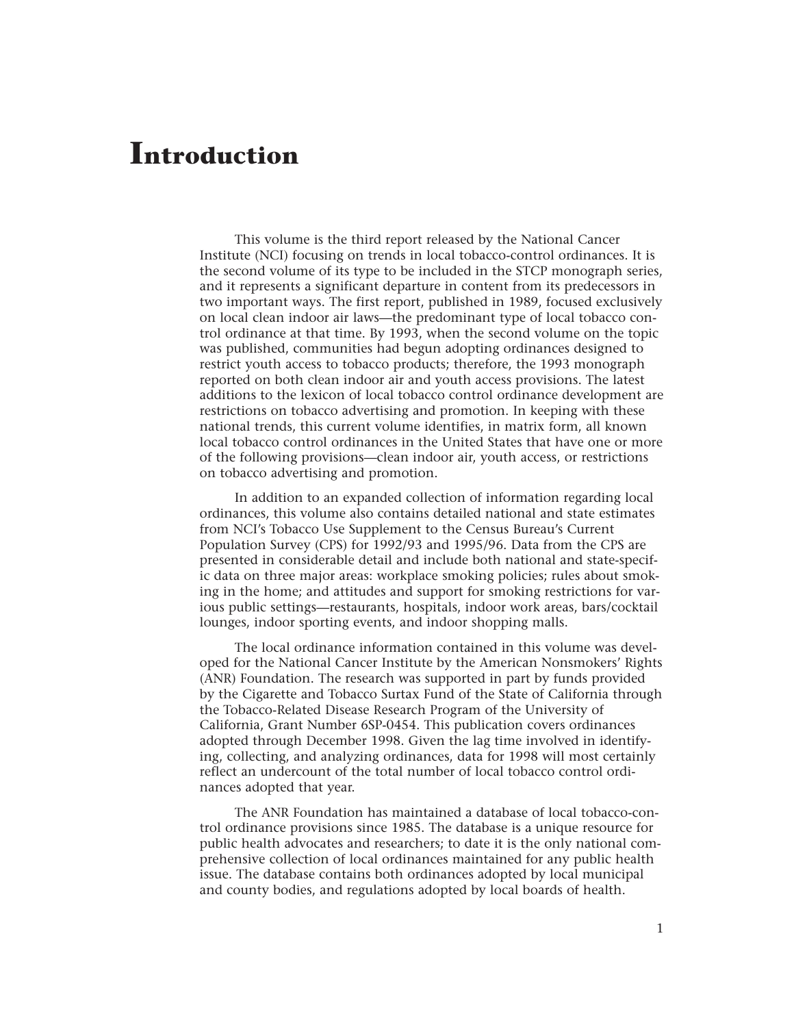# Introduction

This volume is the third report released by the National Cancer Institute (NCI) focusing on trends in local tobacco-control ordinances. It is the second volume of its type to be included in the STCP monograph series, and it represents a significant departure in content from its predecessors in two important ways. The first report, published in 1989, focused exclusively on local clean indoor air laws—the predominant type of local tobacco control ordinance at that time. By 1993, when the second volume on the topic was published, communities had begun adopting ordinances designed to restrict youth access to tobacco products; therefore, the 1993 monograph reported on both clean indoor air and youth access provisions. The latest additions to the lexicon of local tobacco control ordinance development are restrictions on tobacco advertising and promotion. In keeping with these national trends, this current volume identifies, in matrix form, all known local tobacco control ordinances in the United States that have one or more of the following provisions—clean indoor air, youth access, or restrictions on tobacco advertising and promotion.

In addition to an expanded collection of information regarding local ordinances, this volume also contains detailed national and state estimates from NCI's Tobacco Use Supplement to the Census Bureau's Current Population Survey (CPS) for 1992/93 and 1995/96. Data from the CPS are presented in considerable detail and include both national and state-specific data on three major areas: workplace smoking policies; rules about smoking in the home; and attitudes and support for smoking restrictions for various public settings—restaurants, hospitals, indoor work areas, bars/cocktail lounges, indoor sporting events, and indoor shopping malls.

The local ordinance information contained in this volume was developed for the National Cancer Institute by the American Nonsmokers' Rights (ANR) Foundation. The research was supported in part by funds provided by the Cigarette and Tobacco Surtax Fund of the State of California through the Tobacco-Related Disease Research Program of the University of California, Grant Number 6SP-0454. This publication covers ordinances adopted through December 1998. Given the lag time involved in identifying, collecting, and analyzing ordinances, data for 1998 will most certainly reflect an undercount of the total number of local tobacco control ordinances adopted that year.

The ANR Foundation has maintained a database of local tobacco-control ordinance provisions since 1985. The database is a unique resource for public health advocates and researchers; to date it is the only national comprehensive collection of local ordinances maintained for any public health issue. The database contains both ordinances adopted by local municipal and county bodies, and regulations adopted by local boards of health.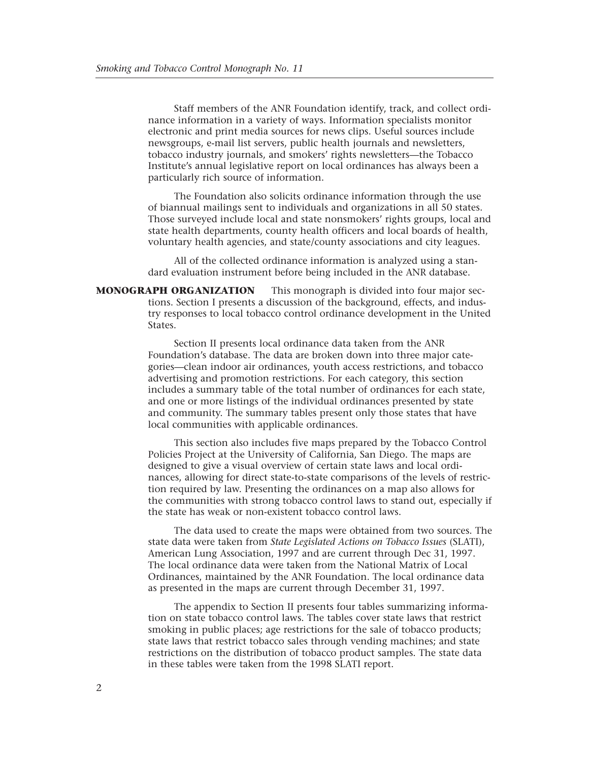Staff members of the ANR Foundation identify, track, and collect ordinance information in a variety of ways. Information specialists monitor electronic and print media sources for news clips. Useful sources include newsgroups, e-mail list servers, public health journals and newsletters, tobacco industry journals, and smokers' rights newsletters—the Tobacco Institute's annual legislative report on local ordinances has always been a particularly rich source of information.

The Foundation also solicits ordinance information through the use of biannual mailings sent to individuals and organizations in all 50 states. Those surveyed include local and state nonsmokers' rights groups, local and state health departments, county health officers and local boards of health, voluntary health agencies, and state/county associations and city leagues.

All of the collected ordinance information is analyzed using a standard evaluation instrument before being included in the ANR database.

## MONOGRAPH ORGANIZATION

This monograph is divided into four major sections. Section I presents a discussion of the background, effects, and industry responses to local tobacco control ordinance development in the United States.

Section II presents local ordinance data taken from the ANR Foundation's database. The data are broken down into three major categories—clean indoor air ordinances, youth access restrictions, and tobacco advertising and promotion restrictions. For each category, this section includes a summary table of the total number of ordinances for each state, and one or more listings of the individual ordinances presented by state and community. The summary tables present only those states that have local communities with applicable ordinances.

This section also includes five maps prepared by the Tobacco Control Policies Project at the University of California, San Diego. The maps are designed to give a visual overview of certain state laws and local ordinances, allowing for direct state-to-state comparisons of the levels of restriction required by law. Presenting the ordinances on a map also allows for the communities with strong tobacco control laws to stand out, especially if the state has weak or non-existent tobacco control laws.

The data used to create the maps were obtained from two sources. The state data were taken from *State Legislated Actions on Tobacco Issues* (SLATI), American Lung Association, 1997 and are current through Dec 31, 1997. The local ordinance data were taken from the National Matrix of Local Ordinances, maintained by the ANR Foundation. The local ordinance data as presented in the maps are current through December 31, 1997.

The appendix to Section II presents four tables summarizing information on state tobacco control laws. The tables cover state laws that restrict smoking in public places; age restrictions for the sale of tobacco products; state laws that restrict tobacco sales through vending machines; and state restrictions on the distribution of tobacco product samples. The state data in these tables were taken from the 1998 SLATI report.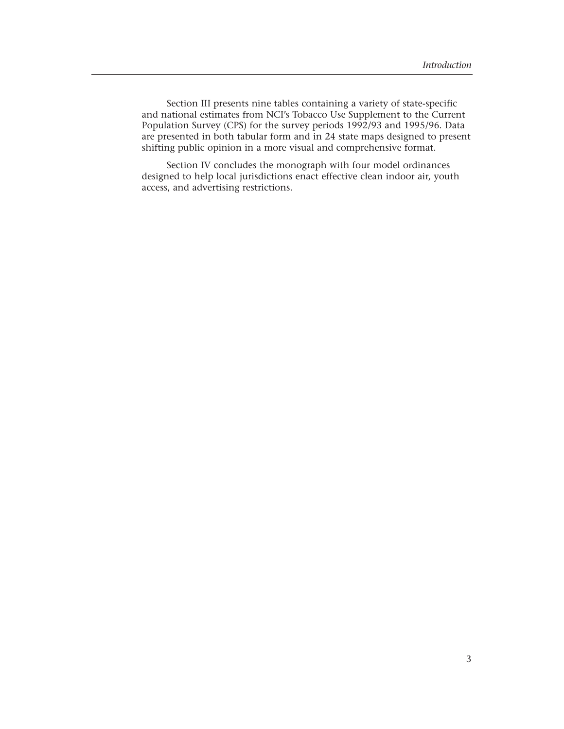Section III presents nine tables containing a variety of state-specific and national estimates from NCI's Tobacco Use Supplement to the Current Population Survey (CPS) for the survey periods 1992/93 and 1995/96. Data are presented in both tabular form and in 24 state maps designed to present shifting public opinion in a more visual and comprehensive format.

Section IV concludes the monograph with four model ordinances designed to help local jurisdictions enact effective clean indoor air, youth access, and advertising restrictions.